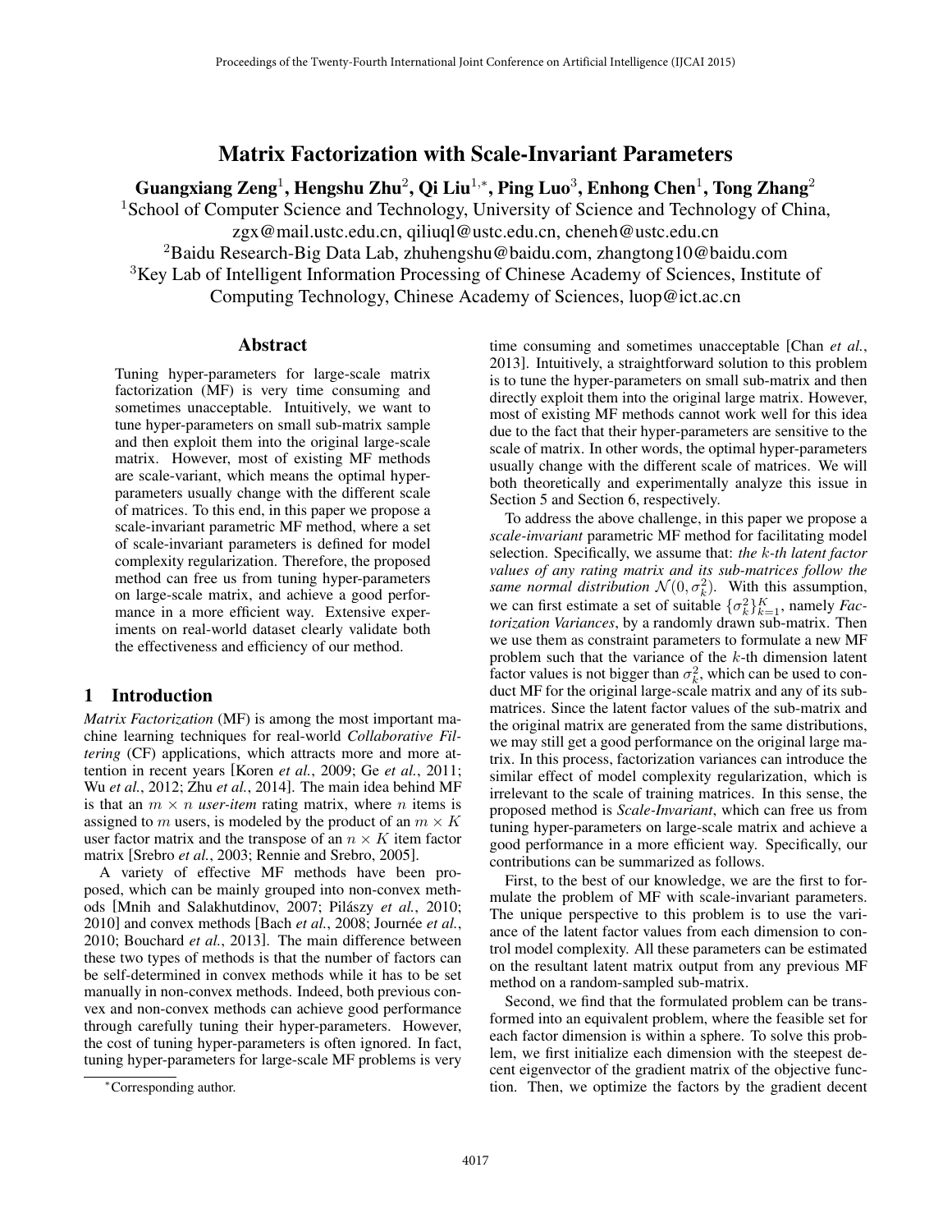# Matrix Factorization with Scale-Invariant Parameters

**Guangxiang Zeng[1], Hengshu Zhu[2], Qi Liu[1,*], Ping Luo[3], Enhong Chen[1], Tong Zhang[2]**

[1]School of Computer Science and Technology, University of Science and Technology of China, zgx@mail.ustc.edu.cn, qiliuql@ustc.edu.cn, cheneh@ustc.edu.cn

[2]Baidu Research-Big Data Lab, zhuhengshu@baidu.com, zhangtong10@baidu.com

[3]Key Lab of Intelligent Information Processing of Chinese Academy of Sciences, Institute of Computing Technology, Chinese Academy of Sciences, luop@ict.ac.cn

## Abstract

Tuning hyper-parameters for large-scale matrix factorization (MF) is very time consuming and sometimes unacceptable. Intuitively, we want to tune hyper-parameters on small sub-matrix sample and then exploit them into the original large-scale matrix. However, most of existing MF methods are scale-variant, which means the optimal hyper-parameters usually change with the different scale of matrices. To this end, in this paper we propose a scale-invariant parametric MF method, where a set of scale-invariant parameters is defined for model complexity regularization. Therefore, the proposed method can free us from tuning hyper-parameters on large-scale matrix, and achieve a good performance in a more efficient way. Extensive experiments on real-world dataset clearly validate both the effectiveness and efficiency of our method.

## 1 Introduction

*Matrix Factorization* (MF) is among the most important machine learning techniques for real-world *Collaborative Filtering* (CF) applications, which attracts more and more attention in recent years [Koren *et al.*, 2009; Ge *et al.*, 2011; Wu *et al.*, 2012; Zhu *et al.*, 2014]. The main idea behind MF is that an $m \times n$ *user-item* rating matrix, where $n$ items is assigned to $m$ users, is modeled by the product of an $m \times K$ user factor matrix and the transpose of an $n \times K$ item factor matrix [Srebro *et al.*, 2003; Rennie and Srebro, 2005].

A variety of effective MF methods have been proposed, which can be mainly grouped into non-convex methods [Mnih and Salakhutdinov, 2007; Pilászy *et al.*, 2010; 2010] and convex methods [Bach *et al.*, 2008; Journée *et al.*, 2010; Bouchard *et al.*, 2013]. The main difference between these two types of methods is that the number of factors can be self-determined in convex methods while it has to be set manually in non-convex methods. Indeed, both previous convex and non-convex methods can achieve good performance through carefully tuning their hyper-parameters. However, the cost of tuning hyper-parameters is often ignored. In fact, tuning hyper-parameters for large-scale MF problems is very time consuming and sometimes unacceptable [Chan *et al.*, 2013]. Intuitively, a straightforward solution to this problem is to tune the hyper-parameters on small sub-matrix and then directly exploit them into the original large matrix. However, most of existing MF methods cannot work well for this idea due to the fact that their hyper-parameters are sensitive to the scale of matrix. In other words, the optimal hyper-parameters usually change with the different scale of matrices. We will both theoretically and experimentally analyze this issue in Section 5 and Section 6, respectively.

To address the above challenge, in this paper we propose a *scale-invariant* parametric MF method for facilitating model selection. Specifically, we assume that: *the $k$-th latent factor values of any rating matrix and its sub-matrices follow the same normal distribution $\mathcal{N}(0, \sigma_k^2)$*. With this assumption, we can first estimate a set of suitable $\{\sigma_k^2\}_{k=1}^K$, namely *Factorization Variances*, by a randomly drawn sub-matrix. Then we use them as constraint parameters to formulate a new MF problem such that the variance of the $k$-th dimension latent factor values is not bigger than $\sigma_k^2$, which can be used to conduct MF for the original large-scale matrix and any of its sub-matrices. Since the latent factor values of the sub-matrix and the original matrix are generated from the same distributions, we may still get a good performance on the original large matrix. In this process, factorization variances can introduce the similar effect of model complexity regularization, which is irrelevant to the scale of training matrices. In this sense, the proposed method is *Scale-Invariant*, which can free us from tuning hyper-parameters on large-scale matrix and achieve a good performance in a more efficient way. Specifically, our contributions can be summarized as follows.

First, to the best of our knowledge, we are the first to formulate the problem of MF with scale-invariant parameters. The unique perspective to this problem is to use the variance of the latent factor values from each dimension to control model complexity. All these parameters can be estimated on the resultant latent matrix output from any previous MF method on a random-sampled sub-matrix.

Second, we find that the formulated problem can be transformed into an equivalent problem, where the feasible set for each factor dimension is within a sphere. To solve this problem, we first initialize each dimension with the steepest decent eigenvector of the gradient matrix of the objective function. Then, we optimize the factors by the gradient decent

*Corresponding author.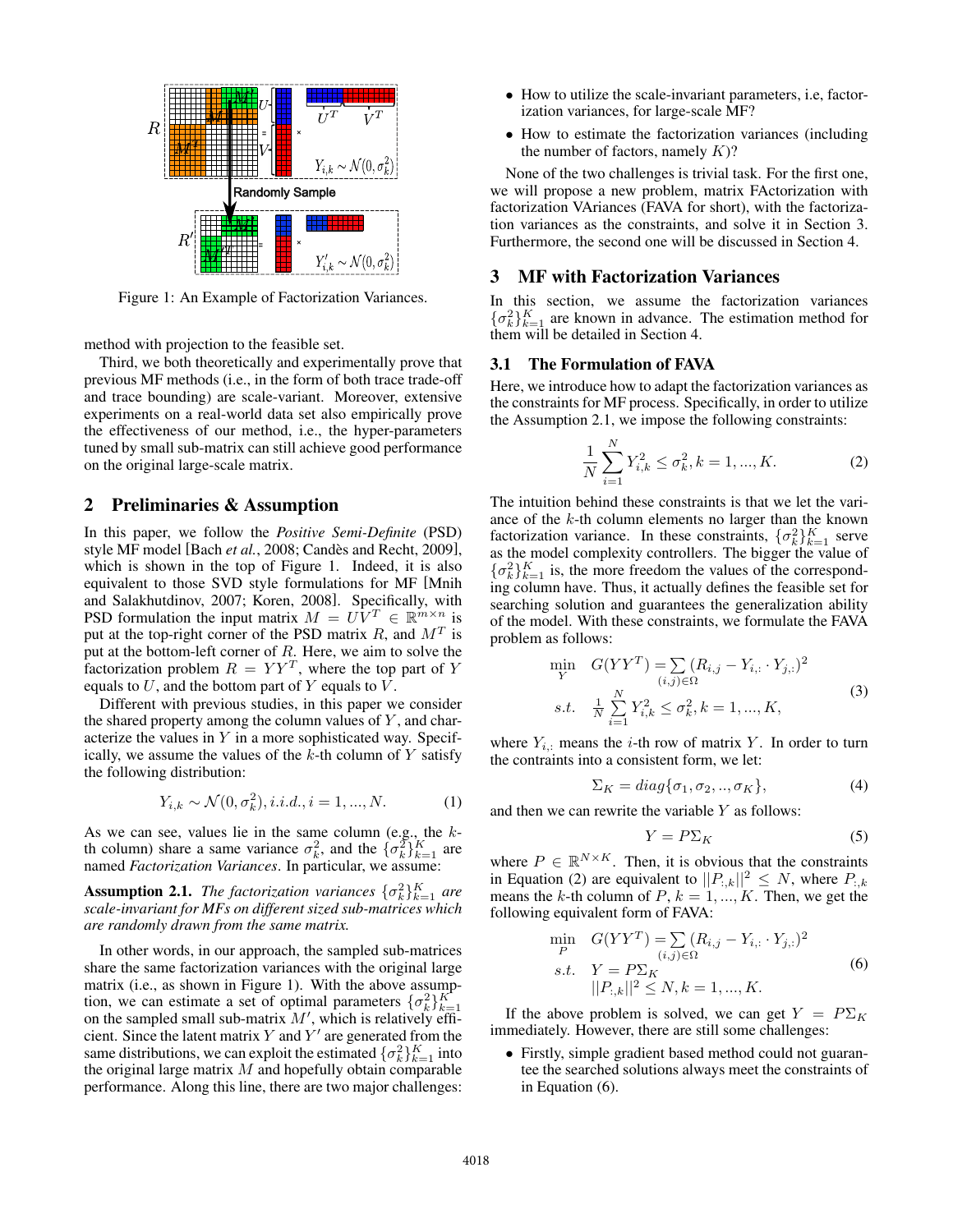Figure 1: An Example of Factorization Variances.

method with projection to the feasible set.

Third, we both theoretically and experimentally prove that previous MF methods (i.e., in the form of both trace trade-off and trace bounding) are scale-variant. Moreover, extensive experiments on a real-world data set also empirically prove the effectiveness of our method, i.e., the hyper-parameters tuned by small sub-matrix can still achieve good performance on the original large-scale matrix.

## 2 Preliminaries & Assumption

In this paper, we follow the *Positive Semi-Definite* (PSD) style MF model [Bach *et al.*, 2008; Candès and Recht, 2009], which is shown in the top of Figure 1. Indeed, it is also equivalent to those SVD style formulations for MF [Mnih and Salakhutdinov, 2007; Koren, 2008]. Specifically, with PSD formulation the input matrix $M = UV^T \in \mathbb{R}^{m \times n}$ is put at the top-right corner of the PSD matrix $R$, and $M^T$ is put at the bottom-left corner of $R$. Here, we aim to solve the factorization problem $R = YY^T$, where the top part of $Y$ equals to $U$, and the bottom part of $Y$ equals to $V$.

Different with previous studies, in this paper we consider the shared property among the column values of $Y$, and characterize the values in $Y$ in a more sophisticated way. Specifically, we assume the values of the $k$-th column of $Y$ satisfy the following distribution:

$$Y_{i,k} \sim \mathcal{N}(0, \sigma_k^2), i.i.d., i = 1, ..., N. \tag{1}$$

As we can see, values lie in the same column (e.g., the $k$-th column) share a same variance $\sigma_k^2$, and the $\{\sigma_k^2\}_{k=1}^K$ are named *Factorization Variances*. In particular, we assume:

**Assumption 2.1.** *The factorization variances $\{\sigma_k^2\}_{k=1}^K$ are scale-invariant for MFs on different sized sub-matrices which are randomly drawn from the same matrix.*

In other words, in our approach, the sampled sub-matrices share the same factorization variances with the original large matrix (i.e., as shown in Figure 1). With the above assumption, we can estimate a set of optimal parameters $\{\sigma_k^2\}_{k=1}^K$ on the sampled small sub-matrix $M'$, which is relatively efficient. Since the latent matrix $Y$ and $Y'$ are generated from the same distributions, we can exploit the estimated $\{\sigma_k^2\}_{k=1}^K$ into the original large matrix $M$ and hopefully obtain comparable performance. Along this line, there are two major challenges:

- How to utilize the scale-invariant parameters, i.e, factorization variances, for large-scale MF?
- How to estimate the factorization variances (including the number of factors, namely $K$)?

None of the two challenges is trivial task. For the first one, we will propose a new problem, matrix FActorization with factorization VAriances (FAVA for short), with the factorization variances as the constraints, and solve it in Section 3. Furthermore, the second one will be discussed in Section 4.

## 3 MF with Factorization Variances

In this section, we assume the factorization variances $\{\sigma_k^2\}_{k=1}^K$ are known in advance. The estimation method for them will be detailed in Section 4.

### 3.1 The Formulation of FAVA

Here, we introduce how to adapt the factorization variances as the constraints for MF process. Specifically, in order to utilize the Assumption 2.1, we impose the following constraints:

$$\frac{1}{N}\sum_{i=1}^{N} Y_{i,k}^2 \leq \sigma_k^2, k = 1, ..., K. \tag{2}$$

The intuition behind these constraints is that we let the variance of the $k$-th column elements no larger than the known factorization variance. In these constraints, $\{\sigma_k^2\}_{k=1}^K$ serve as the model complexity controllers. The bigger the value of $\{\sigma_k^2\}_{k=1}^K$ is, the more freedom the values of the corresponding column have. Thus, it actually defines the feasible set for searching solution and guarantees the generalization ability of the model. With these constraints, we formulate the FAVA problem as follows:

$$\begin{aligned} \min_{Y} \quad & G(YY^T) = \sum_{(i,j)\in\Omega} (R_{i,j} - Y_{i,:} \cdot Y_{j,:})^2 \\ s.t. \quad & \tfrac{1}{N}\sum_{i=1}^{N} Y_{i,k}^2 \leq \sigma_k^2, k = 1, ..., K, \end{aligned} \tag{3}$$

where $Y_{i,:}$ means the $i$-th row of matrix $Y$. In order to turn the contraints into a consistent form, we let:

$$\Sigma_K = diag\{\sigma_1, \sigma_2, .., \sigma_K\}, \tag{4}$$

and then we can rewrite the variable $Y$ as follows:

$$Y = P\Sigma_K \tag{5}$$

where $P \in \mathbb{R}^{N \times K}$. Then, it is obvious that the constraints in Equation (2) are equivalent to $||P_{:,k}||^2 \leq N$, where $P_{:,k}$ means the $k$-th column of $P$, $k = 1, ..., K$. Then, we get the following equivalent form of FAVA:

$$\begin{aligned} \min_{P} \quad & G(YY^T) = \sum_{(i,j)\in\Omega} (R_{i,j} - Y_{i,:} \cdot Y_{j,:})^2 \\ s.t. \quad & Y = P\Sigma_K \\ & ||P_{:,k}||^2 \leq N, k = 1, ..., K. \end{aligned} \tag{6}$$

If the above problem is solved, we can get $Y = P\Sigma_K$ immediately. However, there are still some challenges:

- Firstly, simple gradient based method could not guarantee the searched solutions always meet the constraints of in Equation (6).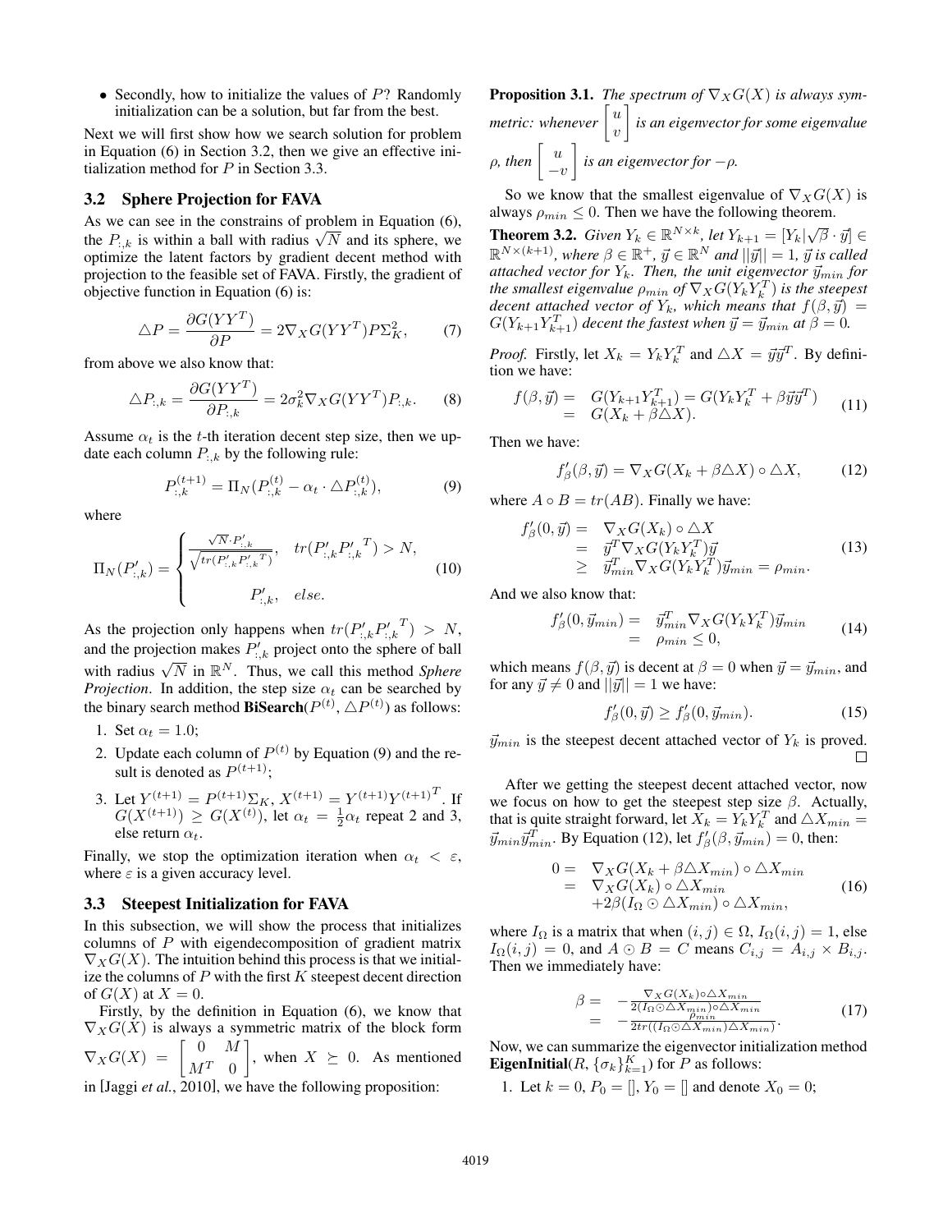- Secondly, how to initialize the values of $P$? Randomly initialization can be a solution, but far from the best.

Next we will first show how we search solution for problem in Equation (6) in Section 3.2, then we give an effective initialization method for $P$ in Section 3.3.

## 3.2 Sphere Projection for FAVA

As we can see in the constrains of problem in Equation (6), the $P_{:,k}$ is within a ball with radius $\sqrt{N}$ and its sphere, we optimize the latent factors by gradient decent method with projection to the feasible set of FAVA. Firstly, the gradient of objective function in Equation (6) is:

$$\triangle P = \frac{\partial G(YY^T)}{\partial P} = 2\nabla_X G(YY^T)P\Sigma_K^2, \tag{7}$$

from above we also know that:

$$\triangle P_{:,k} = \frac{\partial G(YY^T)}{\partial P_{:,k}} = 2\sigma_k^2 \nabla_X G(YY^T)P_{:,k}. \tag{8}$$

Assume $\alpha_t$ is the $t$-th iteration decent step size, then we update each column $P_{:,k}$ by the following rule:

$$P_{:,k}^{(t+1)} = \Pi_N(P_{:,k}^{(t)} - \alpha_t \cdot \triangle P_{:,k}^{(t)}), \tag{9}$$

where

$$\Pi_N(P'_{:,k}) = \begin{cases} \frac{\sqrt{N}\cdot P'_{:,k}}{\sqrt{tr(P'_{:,k}{P'_{:,k}}^T)}}, & tr(P'_{:,k}{P'_{:,k}}^T) > N, \\ P'_{:,k}, & else. \end{cases} \tag{10}$$

As the projection only happens when $tr(P'_{:,k}{P'_{:,k}}^T) > N$, and the projection makes $P'_{:,k}$ project onto the sphere of ball with radius $\sqrt{N}$ in $\mathbb{R}^N$. Thus, we call this method *Sphere Projection*. In addition, the step size $\alpha_t$ can be searched by the binary search method **BiSearch**($P^{(t)}, \triangle P^{(t)}$) as follows:

1. Set $\alpha_t = 1.0$;
2. Update each column of $P^{(t)}$ by Equation (9) and the result is denoted as $P^{(t+1)}$;
3. Let $Y^{(t+1)} = P^{(t+1)}\Sigma_K$, $X^{(t+1)} = Y^{(t+1)}{Y^{(t+1)}}^T$. If $G(X^{(t+1)}) \geq G(X^{(t)})$, let $\alpha_t = \frac{1}{2}\alpha_t$ repeat 2 and 3, else return $\alpha_t$.

Finally, we stop the optimization iteration when $\alpha_t < \varepsilon$, where $\varepsilon$ is a given accuracy level.

## 3.3 Steepest Initialization for FAVA

In this subsection, we will show the process that initializes columns of $P$ with eigendecomposition of gradient matrix $\nabla_X G(X)$. The intuition behind this process is that we initialize the columns of $P$ with the first $K$ steepest decent direction of $G(X)$ at $X = 0$.

Firstly, by the definition in Equation (6), we know that $\nabla_X G(X)$ is always a symmetric matrix of the block form $\nabla_X G(X) = \begin{bmatrix} 0 & M \\ M^T & 0 \end{bmatrix}$, when $X \succeq 0$. As mentioned in [Jaggi *et al.*, 2010], we have the following proposition:

**Proposition 3.1.** *The spectrum of $\nabla_X G(X)$ is always symmetric: whenever $\begin{bmatrix} u \\ v \end{bmatrix}$ is an eigenvector for some eigenvalue $\rho$, then $\begin{bmatrix} u \\ -v \end{bmatrix}$ is an eigenvector for $-\rho$.*

So we know that the smallest eigenvalue of $\nabla_X G(X)$ is always $\rho_{min} \leq 0$. Then we have the following theorem.

**Theorem 3.2.** *Given $Y_k \in \mathbb{R}^{N\times k}$, let $Y_{k+1} = [Y_k|\sqrt{\beta}\cdot\vec{y}] \in \mathbb{R}^{N\times(k+1)}$, where $\beta \in \mathbb{R}^+$, $\vec{y} \in \mathbb{R}^N$ and $||\vec{y}|| = 1$, $\vec{y}$ is called attached vector for $Y_k$. Then, the unit eigenvector $\vec{y}_{min}$ for the smallest eigenvalue $\rho_{min}$ of $\nabla_X G(Y_k Y_k^T)$ is the steepest decent attached vector of $Y_k$, which means that $f(\beta, \vec{y}) = G(Y_{k+1}Y_{k+1}^T)$ decent the fastest when $\vec{y} = \vec{y}_{min}$ at $\beta = 0$.*

*Proof.* Firstly, let $X_k = Y_k Y_k^T$ and $\triangle X = \vec{y}\vec{y}^T$. By definition we have:

$$\begin{aligned} f(\beta, \vec{y}) = &\ G(Y_{k+1}Y_{k+1}^T) = G(Y_k Y_k^T + \beta\vec{y}\vec{y}^T) \\ = &\ G(X_k + \beta\triangle X). \end{aligned} \tag{11}$$

Then we have:

$$f'_\beta(\beta, \vec{y}) = \nabla_X G(X_k + \beta\triangle X) \circ \triangle X, \tag{12}$$

where $A \circ B = tr(AB)$. Finally we have:

$$\begin{aligned} f'_\beta(0, \vec{y}) = &\ \nabla_X G(X_k) \circ \triangle X \\ = &\ \vec{y}^T \nabla_X G(Y_k Y_k^T)\vec{y} \\ \geq &\ \vec{y}_{min}^T \nabla_X G(Y_k Y_k^T)\vec{y}_{min} = \rho_{min}. \end{aligned} \tag{13}$$

And we also know that:

$$\begin{aligned} f'_\beta(0, \vec{y}_{min}) = &\ \vec{y}_{min}^T \nabla_X G(Y_k Y_k^T)\vec{y}_{min} \\ = &\ \rho_{min} \leq 0, \end{aligned} \tag{14}$$

which means $f(\beta, \vec{y})$ is decent at $\beta = 0$ when $\vec{y} = \vec{y}_{min}$, and for any $\vec{y} \neq 0$ and $||\vec{y}|| = 1$ we have:

$$f'_\beta(0, \vec{y}) \geq f'_\beta(0, \vec{y}_{min}). \tag{15}$$

$\vec{y}_{min}$ is the steepest decent attached vector of $Y_k$ is proved. $\square$

After we getting the steepest decent attached vector, now we focus on how to get the steepest step size $\beta$. Actually, that is quite straight forward, let $X_k = Y_k Y_k^T$ and $\triangle X_{min} = \vec{y}_{min}\vec{y}_{min}^T$. By Equation (12), let $f'_\beta(\beta, \vec{y}_{min}) = 0$, then:

$$\begin{aligned} 0 = &\ \nabla_X G(X_k + \beta\triangle X_{min}) \circ \triangle X_{min} \\ = &\ \nabla_X G(X_k) \circ \triangle X_{min} \\ &+ 2\beta(I_\Omega \odot \triangle X_{min}) \circ \triangle X_{min}, \end{aligned} \tag{16}$$

where $I_\Omega$ is a matrix that when $(i, j) \in \Omega$, $I_\Omega(i, j) = 1$, else $I_\Omega(i, j) = 0$, and $A \odot B = C$ means $C_{i,j} = A_{i,j} \times B_{i,j}$. Then we immediately have:

$$\begin{aligned} \beta = &\ -\frac{\nabla_X G(X_k) \circ \triangle X_{min}}{2(I_\Omega \odot \triangle X_{min}) \circ \triangle X_{min}} \\ = &\ -\frac{\rho_{min}}{2tr((I_\Omega \odot \triangle X_{min})\triangle X_{min})}. \end{aligned} \tag{17}$$

Now, we can summarize the eigenvector initialization method **EigenInitial**($R, \{\sigma_k\}_{k=1}^K$) for $P$ as follows:

1. Let $k = 0$, $P_0 = []$, $Y_0 = []$ and denote $X_0 = 0$;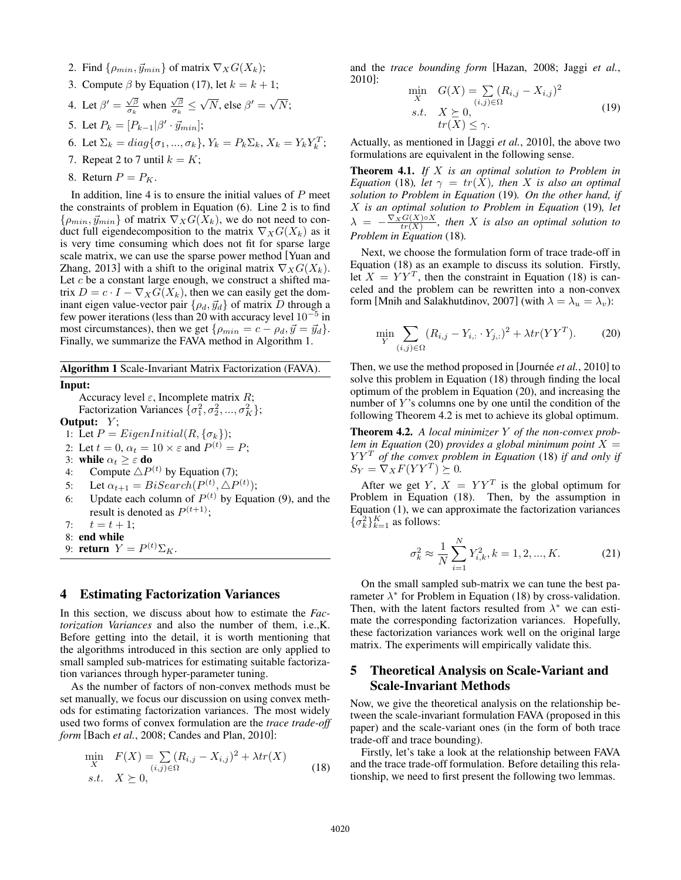2. Find $\{\rho_{min}, \vec{y}_{min}\}$ of matrix $\nabla_X G(X_k)$;
3. Compute $\beta$ by Equation (17), let $k = k + 1$;
4. Let $\beta' = \frac{\sqrt{\beta}}{\sigma_k}$ when $\frac{\sqrt{\beta}}{\sigma_k} \leq \sqrt{N}$, else $\beta' = \sqrt{N}$;
5. Let $P_k = [P_{k-1}|\beta' \cdot \vec{y}_{min}]$;
6. Let $\Sigma_k = diag\{\sigma_1, ..., \sigma_k\}$, $Y_k = P_k \Sigma_k$, $X_k = Y_k Y_k^T$;
7. Repeat 2 to 7 until $k = K$;
8. Return $P = P_K$.

In addition, line 4 is to ensure the initial values of $P$ meet the constraints of problem in Equation (6). Line 2 is to find $\{\rho_{min}, \vec{y}_{min}\}$ of matrix $\nabla_X G(X_k)$, we do not need to conduct full eigendecomposition to the matrix $\nabla_X G(X_k)$ as it is very time consuming which does not fit for sparse large scale matrix, we can use the sparse power method [Yuan and Zhang, 2013] with a shift to the original matrix $\nabla_X G(X_k)$. Let $c$ be a constant large enough, we construct a shifted matrix $D = c \cdot I - \nabla_X G(X_k)$, then we can easily get the dominant eigen value-vector pair $\{\rho_d, \vec{y}_d\}$ of matrix $D$ through a few power iterations (less than 20 with accuracy level $10^{-5}$ in most circumstances), then we get $\{\rho_{min} = c - \rho_d, \vec{y} = \vec{y}_d\}$. Finally, we summarize the FAVA method in Algorithm 1.

**Algorithm 1** Scale-Invariant Matrix Factorization (FAVA).

**Input:**
Accuracy level $\varepsilon$, Incomplete matrix $R$;
Factorization Variances $\{\sigma_1^2, \sigma_2^2, ..., \sigma_K^2\}$;

**Output:** $Y$;

1: Let $P = EigenInitial(R, \{\sigma_k\})$;
2: Let $t = 0$, $\alpha_t = 10 \times \varepsilon$ and $P^{(t)} = P$;
3: **while** $\alpha_t \geq \varepsilon$ **do**
4: Compute $\triangle P^{(t)}$ by Equation (7);
5: Let $\alpha_{t+1} = BiSearch(P^{(t)}, \triangle P^{(t)})$;
6: Update each column of $P^{(t)}$ by Equation (9), and the result is denoted as $P^{(t+1)}$;
7: $t = t + 1$;
8: **end while**
9: **return** $Y = P^{(t)} \Sigma_K$.

## 4 Estimating Factorization Variances

In this section, we discuss about how to estimate the *Factorization Variances* and also the number of them, i.e.,K. Before getting into the detail, it is worth mentioning that the algorithms introduced in this section are only applied to small sampled sub-matrices for estimating suitable factorization variances through hyper-parameter tuning.

As the number of factors of non-convex methods must be set manually, we focus our discussion on using convex methods for estimating factorization variances. The most widely used two forms of convex formulation are the *trace trade-off form* [Bach *et al.*, 2008; Candes and Plan, 2010]:

$$\begin{array}{ll} \min\limits_{X} & F(X) = \sum\limits_{(i,j) \in \Omega} (R_{i,j} - X_{i,j})^2 + \lambda tr(X) \\ s.t. & X \succeq 0, \end{array} \tag{18}$$

and the *trace bounding form* [Hazan, 2008; Jaggi *et al.*, 2010]:

$$\begin{array}{ll} \min\limits_{X} & G(X) = \sum\limits_{(i,j) \in \Omega} (R_{i,j} - X_{i,j})^2 \\ s.t. & X \succeq 0, \\ & tr(X) \leq \gamma. \end{array} \tag{19}$$

Actually, as mentioned in [Jaggi *et al.*, 2010], the above two formulations are equivalent in the following sense.

**Theorem 4.1.** *If $X$ is an optimal solution to Problem in Equation (18), let $\gamma = tr(X)$, then $X$ is also an optimal solution to Problem in Equation (19). On the other hand, if $X$ is an optimal solution to Problem in Equation (19), let $\lambda = -\frac{\nabla_X G(X) \circ X}{tr(X)}$, then $X$ is also an optimal solution to Problem in Equation (18).*

Next, we choose the formulation form of trace trade-off in Equation (18) as an example to discuss its solution. Firstly, let $X = YY^T$, then the constraint in Equation (18) is canceled and the problem can be rewritten into a non-convex form [Mnih and Salakhutdinov, 2007] (with $\lambda = \lambda_u = \lambda_v$):

$$\min_{Y} \sum_{(i,j) \in \Omega} (R_{i,j} - Y_{i,:} \cdot Y_{j,:})^2 + \lambda tr(YY^T). \tag{20}$$

Then, we use the method proposed in [Journée *et al.*, 2010] to solve this problem in Equation (18) through finding the local optimum of the problem in Equation (20), and increasing the number of $Y$'s columns one by one until the condition of the following Theorem 4.2 is met to achieve its global optimum.

**Theorem 4.2.** *A local minimizer $Y$ of the non-convex problem in Equation (20) provides a global minimum point $X = YY^T$ of the convex problem in Equation (18) if and only if $S_Y = \nabla_X F(YY^T) \succeq 0$.*

After we get $Y$, $X = YY^T$ is the global optimum for Problem in Equation (18). Then, by the assumption in Equation (1), we can approximate the factorization variances $\{\sigma_k^2\}_{k=1}^K$ as follows:

$$\sigma_k^2 \approx \frac{1}{N} \sum_{i=1}^{N} Y_{i,k}^2, k = 1, 2, ..., K. \tag{21}$$

On the small sampled sub-matrix we can tune the best parameter $\lambda^*$ for Problem in Equation (18) by cross-validation. Then, with the latent factors resulted from $\lambda^*$ we can estimate the corresponding factorization variances. Hopefully, these factorization variances work well on the original large matrix. The experiments will empirically validate this.

## 5 Theoretical Analysis on Scale-Variant and Scale-Invariant Methods

Now, we give the theoretical analysis on the relationship between the scale-invariant formulation FAVA (proposed in this paper) and the scale-variant ones (in the form of both trace trade-off and trace bounding).

Firstly, let's take a look at the relationship between FAVA and the trace trade-off formulation. Before detailing this relationship, we need to first present the following two lemmas.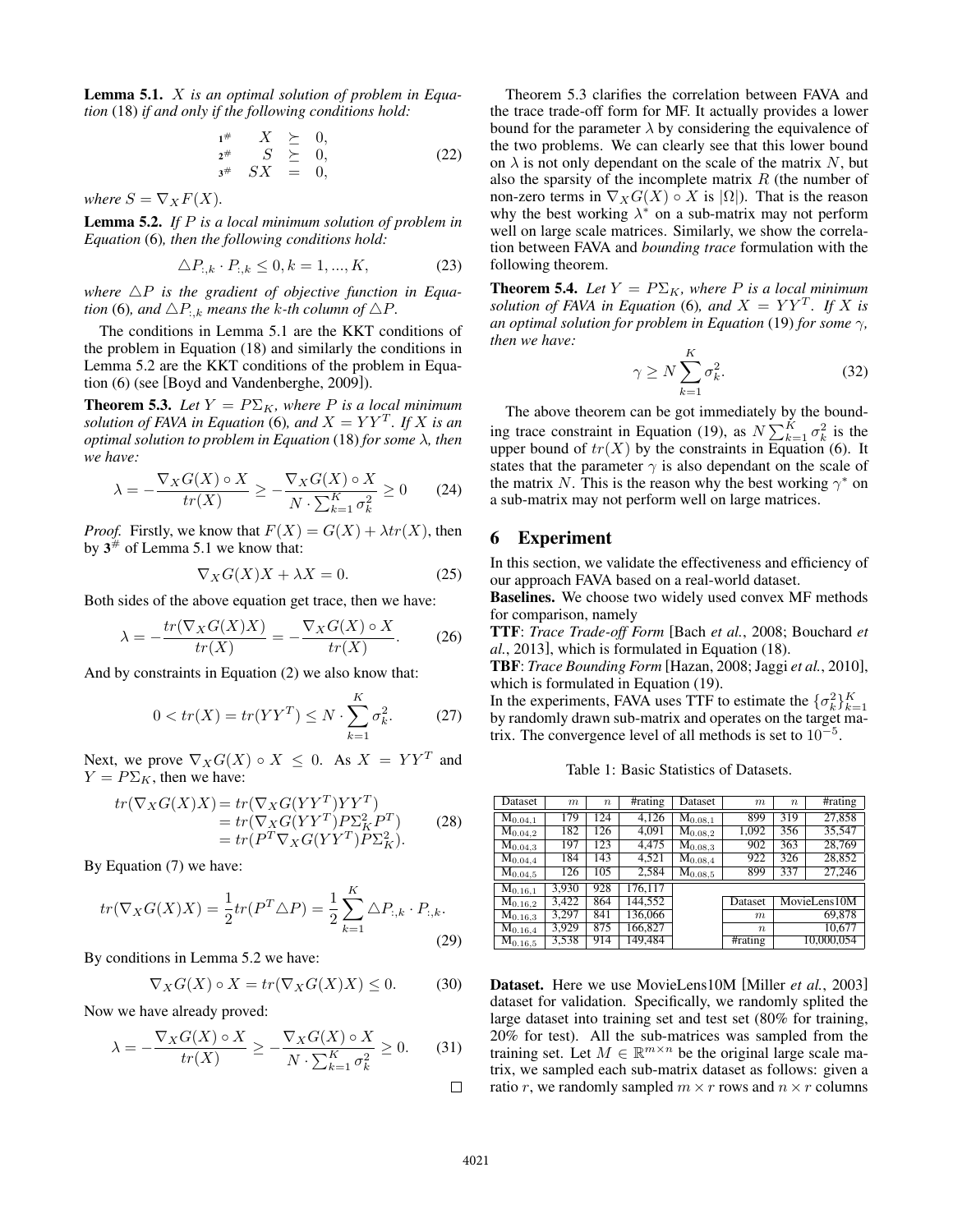**Lemma 5.1.** *$X$ is an optimal solution of problem in Equation* (18) *if and only if the following conditions hold:*

$$\begin{array}{rrcl} 1^{\#} & X & \succeq & 0, \\ 2^{\#} & S & \succeq & 0, \\ 3^{\#} & SX & = & 0, \end{array} \tag{22}$$

*where $S = \nabla_X F(X)$.*

**Lemma 5.2.** *If $P$ is a local minimum solution of problem in Equation* (6)*, then the following conditions hold:*

$$\triangle P_{:,k} \cdot P_{:,k} \leq 0, k = 1, ..., K, \tag{23}$$

*where $\triangle P$ is the gradient of objective function in Equation* (6)*, and $\triangle P_{:,k}$ means the $k$-th column of $\triangle P$.*

The conditions in Lemma 5.1 are the KKT conditions of the problem in Equation (18) and similarly the conditions in Lemma 5.2 are the KKT conditions of the problem in Equation (6) (see [Boyd and Vandenberghe, 2009]).

**Theorem 5.3.** *Let $Y = P\Sigma_K$, where $P$ is a local minimum solution of FAVA in Equation* (6)*, and $X = YY^T$. If $X$ is an optimal solution to problem in Equation* (18) *for some $\lambda$, then we have:*

$$\lambda = -\frac{\nabla_X G(X) \circ X}{tr(X)} \geq -\frac{\nabla_X G(X) \circ X}{N \cdot \sum_{k=1}^{K} \sigma_k^2} \geq 0 \tag{24}$$

*Proof.* Firstly, we know that $F(X) = G(X) + \lambda tr(X)$, then by $3^{\#}$ of Lemma 5.1 we know that:

$$\nabla_X G(X) X + \lambda X = 0. \tag{25}$$

Both sides of the above equation get trace, then we have:

$$\lambda = -\frac{tr(\nabla_X G(X) X)}{tr(X)} = -\frac{\nabla_X G(X) \circ X}{tr(X)}. \tag{26}$$

And by constraints in Equation (2) we also know that:

$$0 < tr(X) = tr(YY^T) \leq N \cdot \sum_{k=1}^{K} \sigma_k^2. \tag{27}$$

Next, we prove $\nabla_X G(X) \circ X \leq 0$. As $X = YY^T$ and $Y = P\Sigma_K$, then we have:

$$\begin{aligned} tr(\nabla_X G(X) X) &= tr(\nabla_X G(YY^T) YY^T) \\ &= tr(\nabla_X G(YY^T) P \Sigma_K^2 P^T) \\ &= tr(P^T \nabla_X G(YY^T) P \Sigma_K^2). \end{aligned} \tag{28}$$

By Equation (7) we have:

$$tr(\nabla_X G(X) X) = \frac{1}{2} tr(P^T \triangle P) = \frac{1}{2} \sum_{k=1}^{K} \triangle P_{:,k} \cdot P_{:,k}. \tag{29}$$

By conditions in Lemma 5.2 we have:

$$\nabla_X G(X) \circ X = tr(\nabla_X G(X) X) \leq 0. \tag{30}$$

Now we have already proved:

$$\lambda = -\frac{\nabla_X G(X) \circ X}{tr(X)} \geq -\frac{\nabla_X G(X) \circ X}{N \cdot \sum_{k=1}^{K} \sigma_k^2} \geq 0. \tag{31}$$

□

Theorem 5.3 clarifies the correlation between FAVA and the trace trade-off form for MF. It actually provides a lower bound for the parameter $\lambda$ by considering the equivalence of the two problems. We can clearly see that this lower bound on $\lambda$ is not only dependant on the scale of the matrix $N$, but also the sparsity of the incomplete matrix $R$ (the number of non-zero terms in $\nabla_X G(X) \circ X$ is $|\Omega|$). That is the reason why the best working $\lambda^*$ on a sub-matrix may not perform well on large scale matrices. Similarly, we show the correlation between FAVA and *bounding trace* formulation with the following theorem.

**Theorem 5.4.** *Let $Y = P\Sigma_K$, where $P$ is a local minimum solution of FAVA in Equation* (6)*, and $X = YY^T$. If $X$ is an optimal solution for problem in Equation* (19) *for some $\gamma$, then we have:*

$$\gamma \geq N \sum_{k=1}^{K} \sigma_k^2. \tag{32}$$

The above theorem can be got immediately by the bounding trace constraint in Equation (19), as $N \sum_{k=1}^{K} \sigma_k^2$ is the upper bound of $tr(X)$ by the constraints in Equation (6). It states that the parameter $\gamma$ is also dependant on the scale of the matrix $N$. This is the reason why the best working $\gamma^*$ on a sub-matrix may not perform well on large matrices.

## 6 Experiment

In this section, we validate the effectiveness and efficiency of our approach FAVA based on a real-world dataset.

**Baselines.** We choose two widely used convex MF methods for comparison, namely

**TTF**: *Trace Trade-off Form* [Bach *et al.*, 2008; Bouchard *et al.*, 2013], which is formulated in Equation (18).

**TBF**: *Trace Bounding Form* [Hazan, 2008; Jaggi *et al.*, 2010], which is formulated in Equation (19).

In the experiments, FAVA uses TTF to estimate the $\{\sigma_k^2\}_{k=1}^K$ by randomly drawn sub-matrix and operates on the target matrix. The convergence level of all methods is set to $10^{-5}$.

Table 1: Basic Statistics of Datasets.

| Dataset | $m$ | $n$ | #rating | Dataset | $m$ | $n$ | #rating |
|---|---|---|---|---|---|---|---|
| $M_{0.04,1}$ | 179 | 124 | 4,126 | $M_{0.08,1}$ | 899 | 319 | 27,858 |
| $M_{0.04,2}$ | 182 | 126 | 4,091 | $M_{0.08,2}$ | 1,092 | 356 | 35,547 |
| $M_{0.04,3}$ | 197 | 123 | 4,475 | $M_{0.08,3}$ | 902 | 363 | 28,769 |
| $M_{0.04,4}$ | 184 | 143 | 4,521 | $M_{0.08,4}$ | 922 | 326 | 28,852 |
| $M_{0.04,5}$ | 126 | 105 | 2,584 | $M_{0.08,5}$ | 899 | 337 | 27,246 |
| $M_{0.16,1}$ | 3,930 | 928 | 176,117 | | | | |
| $M_{0.16,2}$ | 3,422 | 864 | 144,552 | | Dataset | MovieLens10M | |
| $M_{0.16,3}$ | 3,297 | 841 | 136,066 | | $m$ | 69,878 | |
| $M_{0.16,4}$ | 3,929 | 875 | 166,827 | | $n$ | 10,677 | |
| $M_{0.16,5}$ | 3,538 | 914 | 149,484 | | #rating | 10,000,054 | |

**Dataset.** Here we use MovieLens10M [Miller *et al.*, 2003] dataset for validation. Specifically, we randomly splited the large dataset into training set and test set (80% for training, 20% for test). All the sub-matrices was sampled from the training set. Let $M \in \mathbb{R}^{m \times n}$ be the original large scale matrix, we sampled each sub-matrix dataset as follows: given a ratio $r$, we randomly sampled $m \times r$ rows and $n \times r$ columns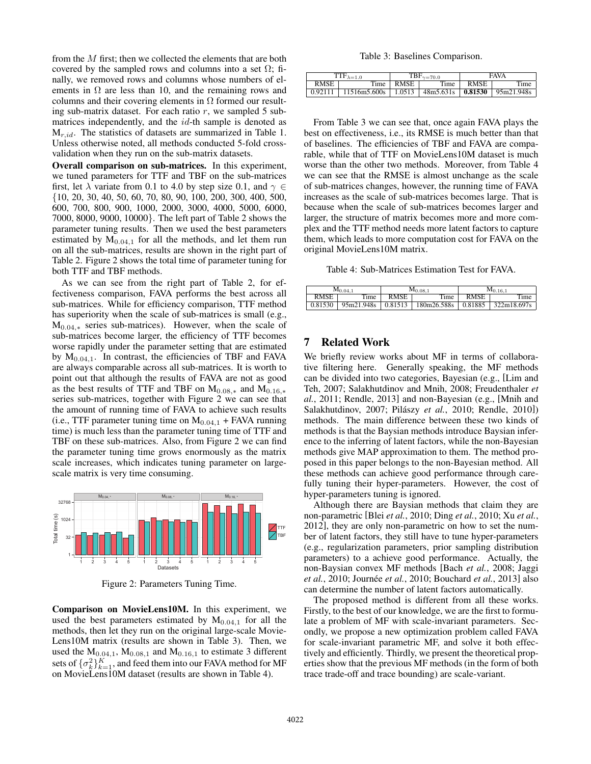from the $M$ first; then we collected the elements that are both covered by the sampled rows and columns into a set $\Omega$; finally, we removed rows and columns whose numbers of elements in $\Omega$ are less than 10, and the remaining rows and columns and their covering elements in $\Omega$ formed our resulting sub-matrix dataset. For each ratio $r$, we sampled 5 sub-matrices independently, and the $id$-th sample is denoted as $\mathrm{M}_{r,id}$. The statistics of datasets are summarized in Table 1. Unless otherwise noted, all methods conducted 5-fold cross-validation when they run on the sub-matrix datasets.

**Overall comparison on sub-matrices.** In this experiment, we tuned parameters for TTF and TBF on the sub-matrices first, let $\lambda$ variate from 0.1 to 4.0 by step size 0.1, and $\gamma \in \{10, 20, 30, 40, 50, 60, 70, 80, 90, 100, 200, 300, 400, 500, 600, 700, 800, 900, 1000, 2000, 3000, 4000, 5000, 6000, 7000, 8000, 9000, 10000\}$. The left part of Table 2 shows the parameter tuning results. Then we used the best parameters estimated by $\mathrm{M}_{0.04,1}$ for all the methods, and let them run on all the sub-matrices, results are shown in the right part of Table 2. Figure 2 shows the total time of parameter tuning for both TTF and TBF methods.

As we can see from the right part of Table 2, for effectiveness comparison, FAVA performs the best across all sub-matrices. While for efficiency comparison, TTF method has superiority when the scale of sub-matrices is small (e.g., $\mathrm{M}_{0.04,*}$ series sub-matrices). However, when the scale of sub-matrices become larger, the efficiency of TTF becomes worse rapidly under the parameter setting that are estimated by $\mathrm{M}_{0.04,1}$. In contrast, the efficiencies of TBF and FAVA are always comparable across all sub-matrices. It is worth to point out that although the results of FAVA are not as good as the best results of TTF and TBF on $\mathrm{M}_{0.08,*}$ and $\mathrm{M}_{0.16,*}$ series sub-matrices, together with Figure 2 we can see that the amount of running time of FAVA to achieve such results (i.e., TTF parameter tuning time on $\mathrm{M}_{0.04,1}$ + FAVA running time) is much less than the parameter tuning time of TTF and TBF on these sub-matrices. Also, from Figure 2 we can find the parameter tuning time grows enormously as the matrix scale increases, which indicates tuning parameter on large-scale matrix is very time consuming.

$\mathrm{M}_{0.04,*}$ $\mathrm{M}_{0.08,*}$ $\mathrm{M}_{0.16,*}$

32768
1024
32
1

Total time (s)

1 2 3 4 5 1 2 3 4 5 1 2 3 4 5

Datasets

TTF
TBF

Figure 2: Parameters Tuning Time.

**Comparison on MovieLens10M.** In this experiment, we used the best parameters estimated by $\mathrm{M}_{0.04,1}$ for all the methods, then let they run on the original large-scale MovieLens10M matrix (results are shown in Table 3). Then, we used the $\mathrm{M}_{0.04,1}$, $\mathrm{M}_{0.08,1}$ and $\mathrm{M}_{0.16,1}$ to estimate 3 different sets of $\{\sigma_k^2\}_{k=1}^K$, and feed them into our FAVA method for MF on MovieLens10M dataset (results are shown in Table 4).

Table 3: Baselines Comparison.

| $\mathrm{TTF}_{\lambda=1.0}$ | | $\mathrm{TBF}_{\gamma=70.0}$ | | FAVA | |
|---|---|---|---|---|---|
| RMSE | Time | RMSE | Time | RMSE | Time |
| 0.92111 | 11516m5.600s | 1.0513 | 48m5.631s | **0.81530** | 95m21.948s |

From Table 3 we can see that, once again FAVA plays the best on effectiveness, i.e., its RMSE is much better than that of baselines. The efficiencies of TBF and FAVA are comparable, while that of TTF on MovieLens10M dataset is much worse than the other two methods. Moreover, from Table 4 we can see that the RMSE is almost unchange as the scale of sub-matrices changes, however, the running time of FAVA increases as the scale of sub-matrices becomes large. That is because when the scale of sub-matrices becomes larger and larger, the structure of matrix becomes more and more complex and the TTF method needs more latent factors to capture them, which leads to more computation cost for FAVA on the original MovieLens10M matrix.

Table 4: Sub-Matrices Estimation Test for FAVA.

| $\mathrm{M}_{0.04,1}$ | | $\mathrm{M}_{0.08,1}$ | | $\mathrm{M}_{0.16,1}$ | |
|---|---|---|---|---|---|
| RMSE | Time | RMSE | Time | RMSE | Time |
| 0.81530 | 95m21.948s | 0.81513 | 180m26.588s | 0.81885 | 322m18.697s |

## 7 Related Work

We briefly review works about MF in terms of collaborative filtering here. Generally speaking, the MF methods can be divided into two categories, Bayesian (e.g., [Lim and Teh, 2007; Salakhutdinov and Mnih, 2008; Freudenthaler *et al.*, 2011; Rendle, 2013] and non-Bayesian (e.g., [Mnih and Salakhutdinov, 2007; Pilászy *et al.*, 2010; Rendle, 2010]) methods. The main difference between these two kinds of methods is that the Baysian methods introduce Bayesian inference to the inferring of latent factors, while the non-Bayesian methods give MAP approximation to them. The method proposed in this paper belongs to the non-Bayesian method. All these methods can achieve good performance through carefully tuning their hyper-parameters. However, the cost of hyper-parameters tuning is ignored.

Although there are Baysian methods that claim they are non-parametric [Blei *et al.*, 2010; Ding *et al.*, 2010; Xu *et al.*, 2012], they are only non-parametric on how to set the number of latent factors, they still have to tune hyper-parameters (e.g., regularization parameters, prior sampling distribution parameters) to a achieve good performance. Actually, the non-Baysian convex MF methods [Bach *et al.*, 2008; Jaggi *et al.*, 2010; Journée *et al.*, 2010; Bouchard *et al.*, 2013] also can determine the number of latent factors automatically.

The proposed method is different from all these works. Firstly, to the best of our knowledge, we are the first to formulate a problem of MF with scale-invariant parameters. Secondly, we propose a new optimization problem called FAVA for scale-invariant parametric MF, and solve it both effectively and efficiently. Thirdly, we present the theoretical properties show that the previous MF methods (in the form of both trace trade-off and trace bounding) are scale-variant.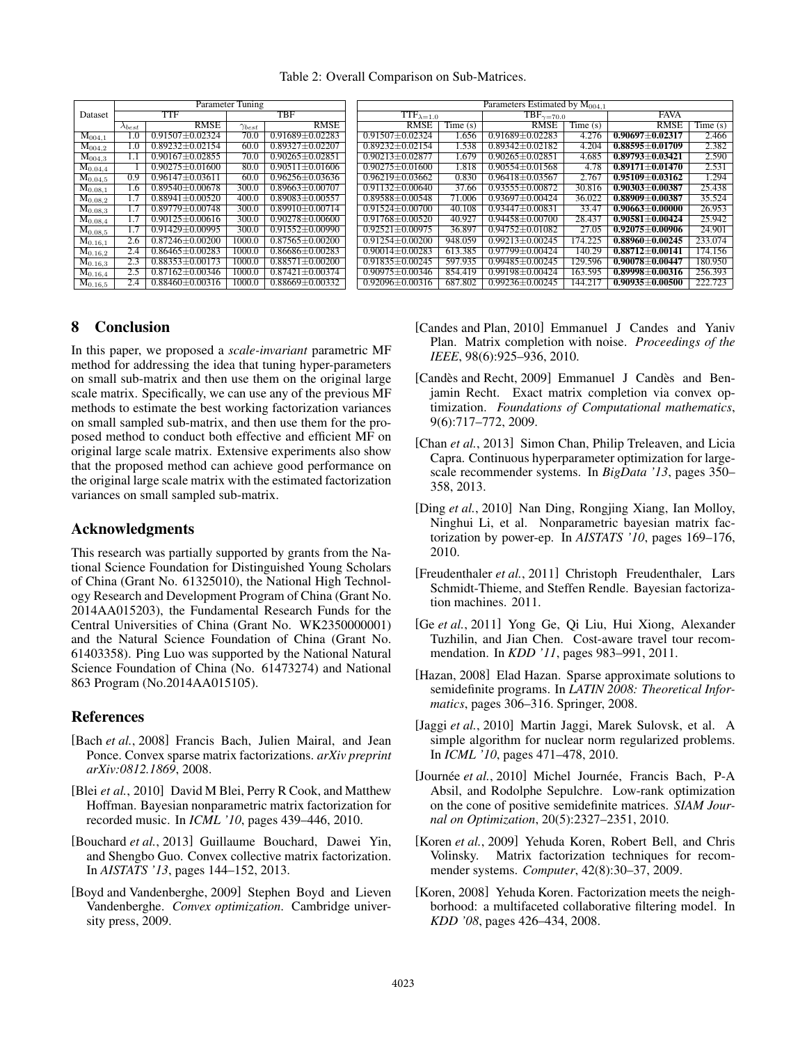Table 2: Overall Comparison on Sub-Matrices.

| Dataset | Parameter Tuning | | | | Parameters Estimated by $M_{004,1}$ | | | | | |
|---|---|---|---|---|---|---|---|---|---|---|
| | TTF | | TBF | | $TTF_{\lambda=1.0}$ | | $TBF_{\gamma=70.0}$ | | FAVA | |
| | $\lambda_{best}$ | RMSE | $\gamma_{best}$ | RMSE | RMSE | Time (s) | RMSE | Time (s) | RMSE | Time (s) |
| $M_{004,1}$ | 1.0 | 0.91507±0.02324 | 70.0 | 0.91689±0.02283 | 0.91507±0.02324 | 1.656 | 0.91689±0.02283 | 4.276 | **0.90697±0.02317** | 2.466 |
| $M_{004,2}$ | 1.0 | 0.89232±0.02154 | 60.0 | 0.89327±0.02207 | 0.89232±0.02154 | 1.538 | 0.89342±0.02182 | 4.204 | **0.88595±0.01709** | 2.382 |
| $M_{004,3}$ | 1.1 | 0.90167±0.02855 | 70.0 | 0.90265±0.02851 | 0.90213±0.02877 | 1.679 | 0.90265±0.02851 | 4.685 | **0.89793±0.03421** | 2.590 |
| $M_{0.04,4}$ | 1 | 0.90275±0.01600 | 80.0 | 0.90511±0.01606 | 0.90275±0.01600 | 1.818 | 0.90554±0.01568 | 4.78 | **0.89171±0.01470** | 2.531 |
| $M_{0.04,5}$ | 0.9 | 0.96147±0.03611 | 60.0 | 0.96256±0.03636 | 0.96219±0.03662 | 0.830 | 0.96418±0.03567 | 2.767 | **0.95109±0.03162** | 1.294 |
| $M_{0.08,1}$ | 1.6 | 0.89540±0.00678 | 300.0 | 0.89663±0.00707 | 0.91132±0.00640 | 37.66 | 0.93555±0.00872 | 30.816 | **0.90303±0.00387** | 25.438 |
| $M_{0.08,2}$ | 1.7 | 0.88941±0.00520 | 400.0 | 0.89083±0.00557 | 0.89588±0.00548 | 71.006 | 0.93697±0.00424 | 36.022 | **0.88909±0.00387** | 35.524 |
| $M_{0.08,3}$ | 1.7 | 0.89779±0.00748 | 300.0 | 0.89910±0.00714 | 0.91524±0.00700 | 40.108 | 0.93447±0.00831 | 33.47 | **0.90663±0.00000** | 26.953 |
| $M_{0.08,4}$ | 1.7 | 0.90125±0.00616 | 300.0 | 0.90278±0.00600 | 0.91768±0.00520 | 40.927 | 0.94458±0.00700 | 28.437 | **0.90581±0.00424** | 25.942 |
| $M_{0.08,5}$ | 1.7 | 0.91429±0.00995 | 300.0 | 0.91552±0.00990 | 0.92521±0.00975 | 36.897 | 0.94752±0.01082 | 27.05 | **0.92075±0.00906** | 24.901 |
| $M_{0.16,1}$ | 2.6 | 0.87246±0.00200 | 1000.0 | 0.87565±0.00200 | 0.91254±0.00200 | 948.059 | 0.99213±0.00245 | 174.225 | **0.88960±0.00245** | 233.074 |
| $M_{0.16,2}$ | 2.4 | 0.86465±0.00283 | 1000.0 | 0.86686±0.00283 | 0.90014±0.00283 | 613.385 | 0.97799±0.00424 | 140.29 | **0.88712±0.00141** | 174.156 |
| $M_{0.16,3}$ | 2.3 | 0.88353±0.00173 | 1000.0 | 0.88571±0.00200 | 0.91835±0.00245 | 597.935 | 0.99485±0.00245 | 129.596 | **0.90078±0.00447** | 180.950 |
| $M_{0.16,4}$ | 2.5 | 0.87162±0.00346 | 1000.0 | 0.87421±0.00374 | 0.90975±0.00346 | 854.419 | 0.99198±0.00424 | 163.595 | **0.89998±0.00316** | 256.393 |
| $M_{0.16,5}$ | 2.4 | 0.88460±0.00316 | 1000.0 | 0.88669±0.00332 | 0.92096±0.00316 | 687.802 | 0.99236±0.00245 | 144.217 | **0.90935±0.00500** | 222.723 |

## 8 Conclusion

In this paper, we proposed a *scale-invariant* parametric MF method for addressing the idea that tuning hyper-parameters on small sub-matrix and then use them on the original large scale matrix. Specifically, we can use any of the previous MF methods to estimate the best working factorization variances on small sampled sub-matrix, and then use them for the proposed method to conduct both effective and efficient MF on original large scale matrix. Extensive experiments also show that the proposed method can achieve good performance on the original large scale matrix with the estimated factorization variances on small sampled sub-matrix.

## Acknowledgments

This research was partially supported by grants from the National Science Foundation for Distinguished Young Scholars of China (Grant No. 61325010), the National High Technology Research and Development Program of China (Grant No. 2014AA015203), the Fundamental Research Funds for the Central Universities of China (Grant No. WK2350000001) and the Natural Science Foundation of China (Grant No. 61403358). Ping Luo was supported by the National Natural Science Foundation of China (No. 61473274) and National 863 Program (No.2014AA015105).

## References

[Bach *et al.*, 2008] Francis Bach, Julien Mairal, and Jean Ponce. Convex sparse matrix factorizations. *arXiv preprint arXiv:0812.1869*, 2008.

[Blei *et al.*, 2010] David M Blei, Perry R Cook, and Matthew Hoffman. Bayesian nonparametric matrix factorization for recorded music. In *ICML '10*, pages 439–446, 2010.

[Bouchard *et al.*, 2013] Guillaume Bouchard, Dawei Yin, and Shengbo Guo. Convex collective matrix factorization. In *AISTATS '13*, pages 144–152, 2013.

[Boyd and Vandenberghe, 2009] Stephen Boyd and Lieven Vandenberghe. *Convex optimization*. Cambridge university press, 2009.

[Candes and Plan, 2010] Emmanuel J Candes and Yaniv Plan. Matrix completion with noise. *Proceedings of the IEEE*, 98(6):925–936, 2010.

[Candès and Recht, 2009] Emmanuel J Candès and Benjamin Recht. Exact matrix completion via convex optimization. *Foundations of Computational mathematics*, 9(6):717–772, 2009.

[Chan *et al.*, 2013] Simon Chan, Philip Treleaven, and Licia Capra. Continuous hyperparameter optimization for large-scale recommender systems. In *BigData '13*, pages 350–358, 2013.

[Ding *et al.*, 2010] Nan Ding, Rongjing Xiang, Ian Molloy, Ninghui Li, et al. Nonparametric bayesian matrix factorization by power-ep. In *AISTATS '10*, pages 169–176, 2010.

[Freudenthaler *et al.*, 2011] Christoph Freudenthaler, Lars Schmidt-Thieme, and Steffen Rendle. Bayesian factorization machines. 2011.

[Ge *et al.*, 2011] Yong Ge, Qi Liu, Hui Xiong, Alexander Tuzhilin, and Jian Chen. Cost-aware travel tour recommendation. In *KDD '11*, pages 983–991, 2011.

[Hazan, 2008] Elad Hazan. Sparse approximate solutions to semidefinite programs. In *LATIN 2008: Theoretical Informatics*, pages 306–316. Springer, 2008.

[Jaggi *et al.*, 2010] Martin Jaggi, Marek Sulovsk, et al. A simple algorithm for nuclear norm regularized problems. In *ICML '10*, pages 471–478, 2010.

[Journée *et al.*, 2010] Michel Journée, Francis Bach, P-A Absil, and Rodolphe Sepulchre. Low-rank optimization on the cone of positive semidefinite matrices. *SIAM Journal on Optimization*, 20(5):2327–2351, 2010.

[Koren *et al.*, 2009] Yehuda Koren, Robert Bell, and Chris Volinsky. Matrix factorization techniques for recommender systems. *Computer*, 42(8):30–37, 2009.

[Koren, 2008] Yehuda Koren. Factorization meets the neighborhood: a multifaceted collaborative filtering model. In *KDD '08*, pages 426–434, 2008.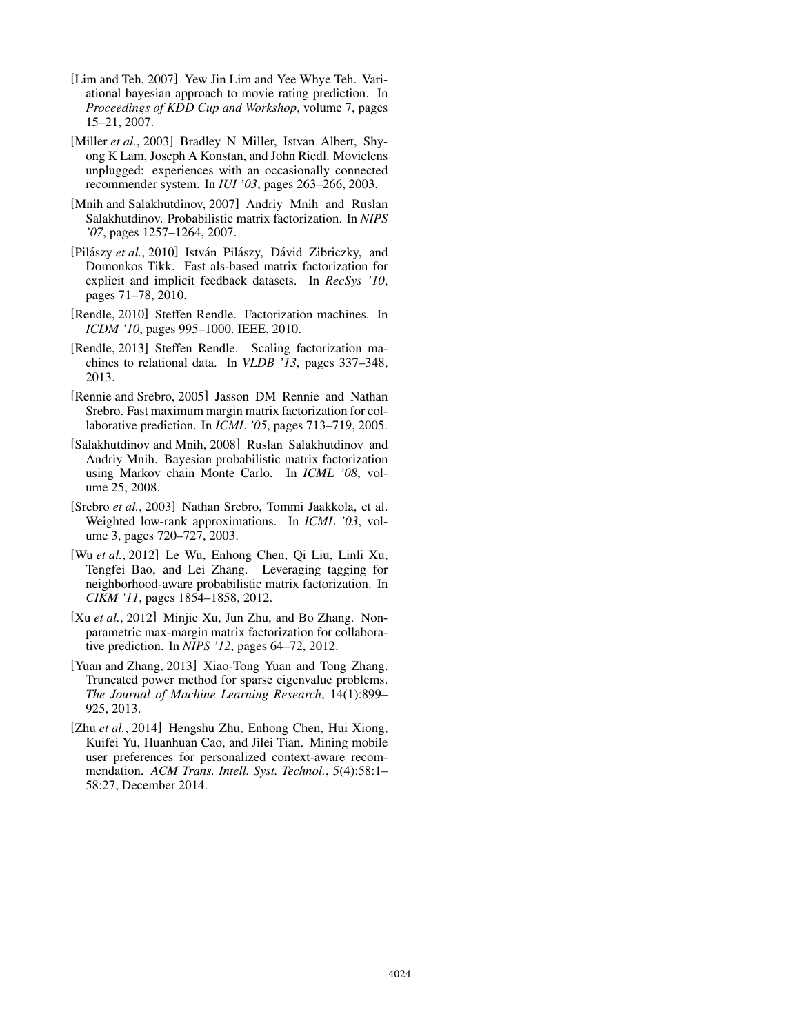[Lim and Teh, 2007] Yew Jin Lim and Yee Whye Teh. Variational bayesian approach to movie rating prediction. In *Proceedings of KDD Cup and Workshop*, volume 7, pages 15–21, 2007.

[Miller *et al.*, 2003] Bradley N Miller, Istvan Albert, Shyong K Lam, Joseph A Konstan, and John Riedl. Movielens unplugged: experiences with an occasionally connected recommender system. In *IUI '03*, pages 263–266, 2003.

[Mnih and Salakhutdinov, 2007] Andriy Mnih and Ruslan Salakhutdinov. Probabilistic matrix factorization. In *NIPS '07*, pages 1257–1264, 2007.

[Pilászy *et al.*, 2010] István Pilászy, Dávid Zibriczky, and Domonkos Tikk. Fast als-based matrix factorization for explicit and implicit feedback datasets. In *RecSys '10*, pages 71–78, 2010.

[Rendle, 2010] Steffen Rendle. Factorization machines. In *ICDM '10*, pages 995–1000. IEEE, 2010.

[Rendle, 2013] Steffen Rendle. Scaling factorization machines to relational data. In *VLDB '13*, pages 337–348, 2013.

[Rennie and Srebro, 2005] Jasson DM Rennie and Nathan Srebro. Fast maximum margin matrix factorization for collaborative prediction. In *ICML '05*, pages 713–719, 2005.

[Salakhutdinov and Mnih, 2008] Ruslan Salakhutdinov and Andriy Mnih. Bayesian probabilistic matrix factorization using Markov chain Monte Carlo. In *ICML '08*, volume 25, 2008.

[Srebro *et al.*, 2003] Nathan Srebro, Tommi Jaakkola, et al. Weighted low-rank approximations. In *ICML '03*, volume 3, pages 720–727, 2003.

[Wu *et al.*, 2012] Le Wu, Enhong Chen, Qi Liu, Linli Xu, Tengfei Bao, and Lei Zhang. Leveraging tagging for neighborhood-aware probabilistic matrix factorization. In *CIKM '11*, pages 1854–1858, 2012.

[Xu *et al.*, 2012] Minjie Xu, Jun Zhu, and Bo Zhang. Nonparametric max-margin matrix factorization for collaborative prediction. In *NIPS '12*, pages 64–72, 2012.

[Yuan and Zhang, 2013] Xiao-Tong Yuan and Tong Zhang. Truncated power method for sparse eigenvalue problems. *The Journal of Machine Learning Research*, 14(1):899–925, 2013.

[Zhu *et al.*, 2014] Hengshu Zhu, Enhong Chen, Hui Xiong, Kuifei Yu, Huanhuan Cao, and Jilei Tian. Mining mobile user preferences for personalized context-aware recommendation. *ACM Trans. Intell. Syst. Technol.*, 5(4):58:1–58:27, December 2014.